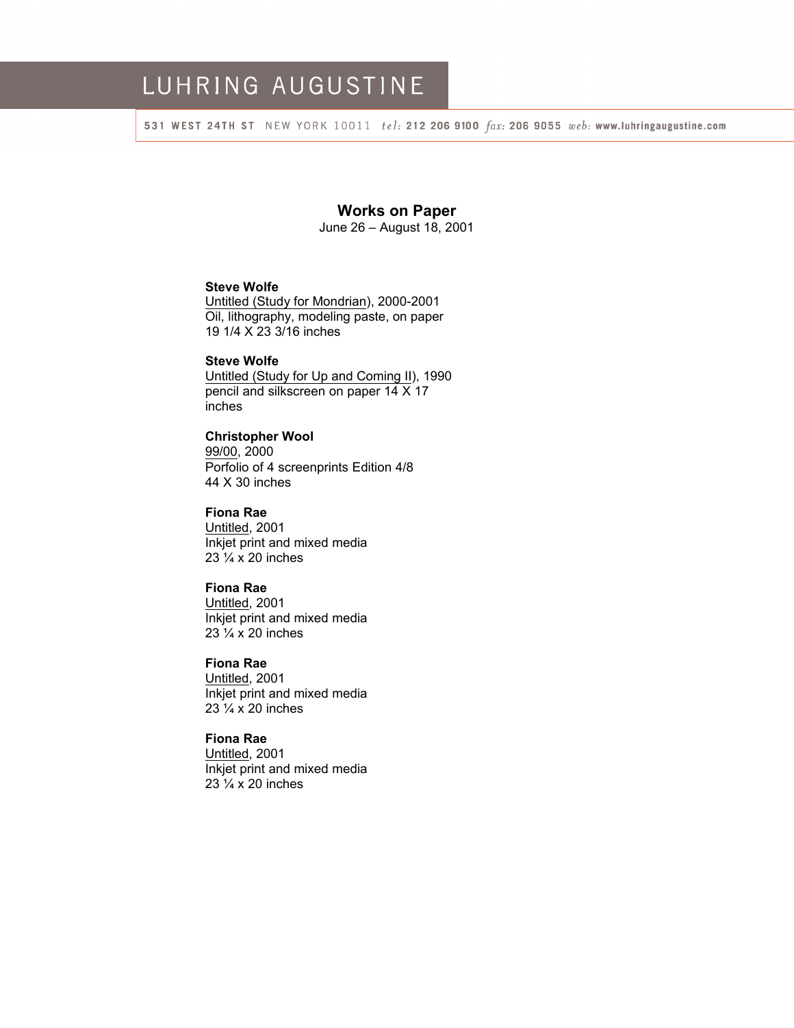# LUHRING AUGUSTINE

531 WEST 24TH ST NEW YORK 10011 *tel:* 212 206 9100 *fax:* 206 9055 *web:* www.luhringaugustine.com

## Works on Paper

June 26 – August 18, 2001

**Steve Wolfe**
Untitled (Study for Mondrian), 2000-2001
Oil, lithography, modeling paste, on paper
19 1/4 X 23 3/16 inches

**Steve Wolfe**
Untitled (Study for Up and Coming II), 1990
pencil and silkscreen on paper 14 X 17
inches

**Christopher Wool**
99/00, 2000
Porfolio of 4 screenprints Edition 4/8
44 X 30 inches

**Fiona Rae**
Untitled, 2001
Inkjet print and mixed media
23 ¼ x 20 inches

**Fiona Rae**
Untitled, 2001
Inkjet print and mixed media
23 ¼ x 20 inches

**Fiona Rae**
Untitled, 2001
Inkjet print and mixed media
23 ¼ x 20 inches

**Fiona Rae**
Untitled, 2001
Inkjet print and mixed media
23 ¼ x 20 inches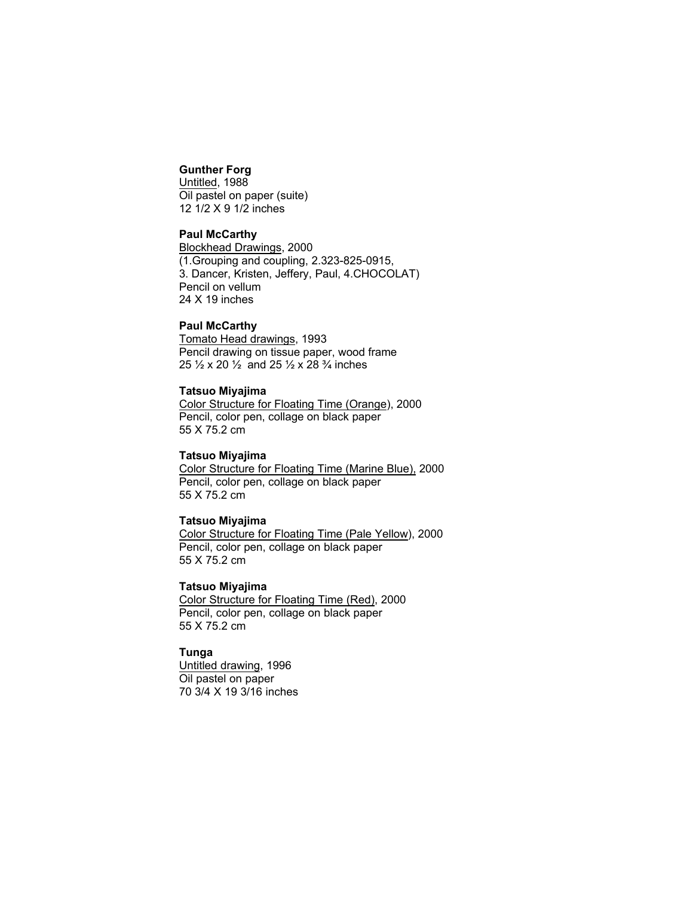**Gunther Forg**
<u>Untitled</u>, 1988
Oil pastel on paper (suite)
12 1/2 X 9 1/2 inches

**Paul McCarthy**
<u>Blockhead Drawings</u>, 2000
(1.Grouping and coupling, 2.323-825-0915,
3. Dancer, Kristen, Jeffery, Paul, 4.CHOCOLAT)
Pencil on vellum
24 X 19 inches

**Paul McCarthy**
<u>Tomato Head drawings</u>, 1993
Pencil drawing on tissue paper, wood frame
25 ½ x 20 ½ and 25 ½ x 28 ¾ inches

**Tatsuo Miyajima**
<u>Color Structure for Floating Time (Orange)</u>, 2000
Pencil, color pen, collage on black paper
55 X 75.2 cm

**Tatsuo Miyajima**
<u>Color Structure for Floating Time (Marine Blue),</u> 2000
Pencil, color pen, collage on black paper
55 X 75.2 cm

**Tatsuo Miyajima**
<u>Color Structure for Floating Time (Pale Yellow)</u>, 2000
Pencil, color pen, collage on black paper
55 X 75.2 cm

**Tatsuo Miyajima**
<u>Color Structure for Floating Time (Red)</u>, 2000
Pencil, color pen, collage on black paper
55 X 75.2 cm

**Tunga**
<u>Untitled drawing</u>, 1996
Oil pastel on paper
70 3/4 X 19 3/16 inches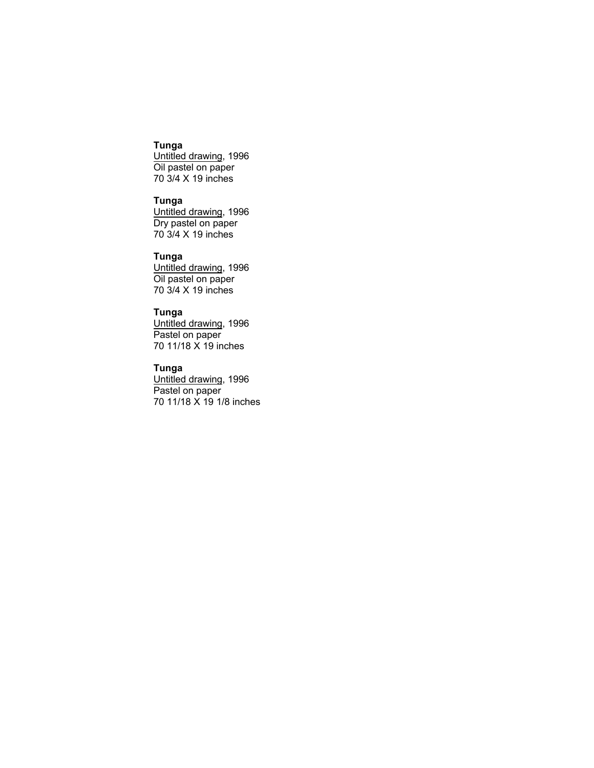**Tunga**
Untitled drawing, 1996
Oil pastel on paper
70 3/4 X 19 inches

**Tunga**
Untitled drawing, 1996
Dry pastel on paper
70 3/4 X 19 inches

**Tunga**
Untitled drawing, 1996
Oil pastel on paper
70 3/4 X 19 inches

**Tunga**
Untitled drawing, 1996
Pastel on paper
70 11/18 X 19 inches

**Tunga**
Untitled drawing, 1996
Pastel on paper
70 11/18 X 19 1/8 inches